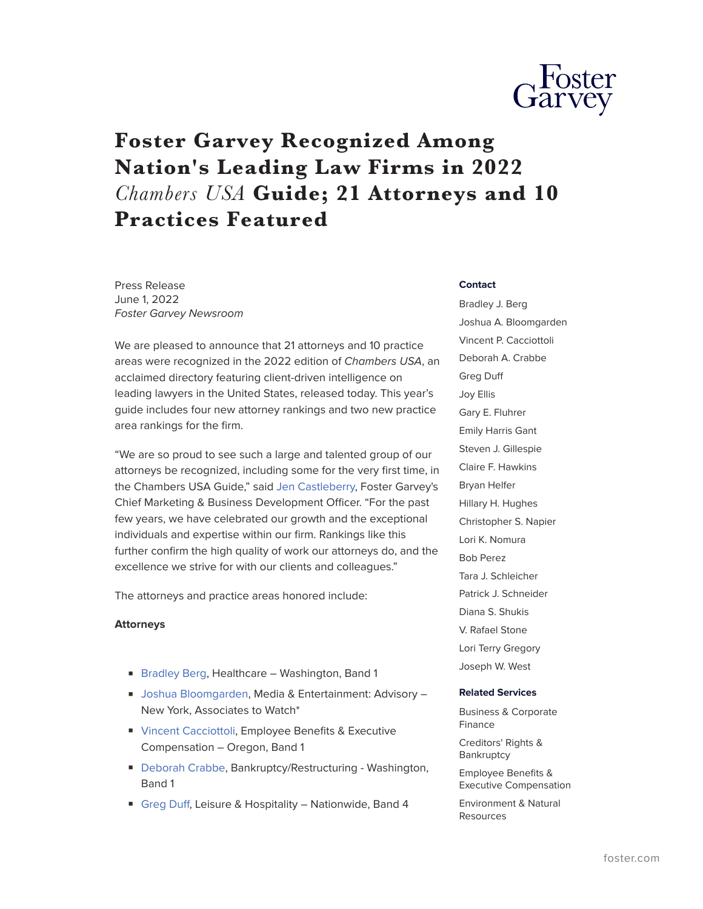# Foster Garvey Recognized Among Nation's Leading Law Firms in 2022 *Chambers USA* Guide; 21 Attorneys and 10 Practices Featured

Press Release
June 1, 2022
*Foster Garvey Newsroom*

We are pleased to announce that 21 attorneys and 10 practice areas were recognized in the 2022 edition of *Chambers USA*, an acclaimed directory featuring client-driven intelligence on leading lawyers in the United States, released today. This year's guide includes four new attorney rankings and two new practice area rankings for the firm.

"We are so proud to see such a large and talented group of our attorneys be recognized, including some for the very first time, in the Chambers USA Guide," said Jen Castleberry, Foster Garvey's Chief Marketing & Business Development Officer. "For the past few years, we have celebrated our growth and the exceptional individuals and expertise within our firm. Rankings like this further confirm the high quality of work our attorneys do, and the excellence we strive for with our clients and colleagues."

The attorneys and practice areas honored include:

**Attorneys**

- Bradley Berg, Healthcare – Washington, Band 1
- Joshua Bloomgarden, Media & Entertainment: Advisory – New York, Associates to Watch*
- Vincent Cacciottoli, Employee Benefits & Executive Compensation – Oregon, Band 1
- Deborah Crabbe, Bankruptcy/Restructuring - Washington, Band 1
- Greg Duff, Leisure & Hospitality – Nationwide, Band 4

**Contact**

Bradley J. Berg
Joshua A. Bloomgarden
Vincent P. Cacciottoli
Deborah A. Crabbe
Greg Duff
Joy Ellis
Gary E. Fluhrer
Emily Harris Gant
Steven J. Gillespie
Claire F. Hawkins
Bryan Helfer
Hillary H. Hughes
Christopher S. Napier
Lori K. Nomura
Bob Perez
Tara J. Schleicher
Patrick J. Schneider
Diana S. Shukis
V. Rafael Stone
Lori Terry Gregory
Joseph W. West

**Related Services**

Business & Corporate Finance
Creditors' Rights & Bankruptcy
Employee Benefits & Executive Compensation
Environment & Natural Resources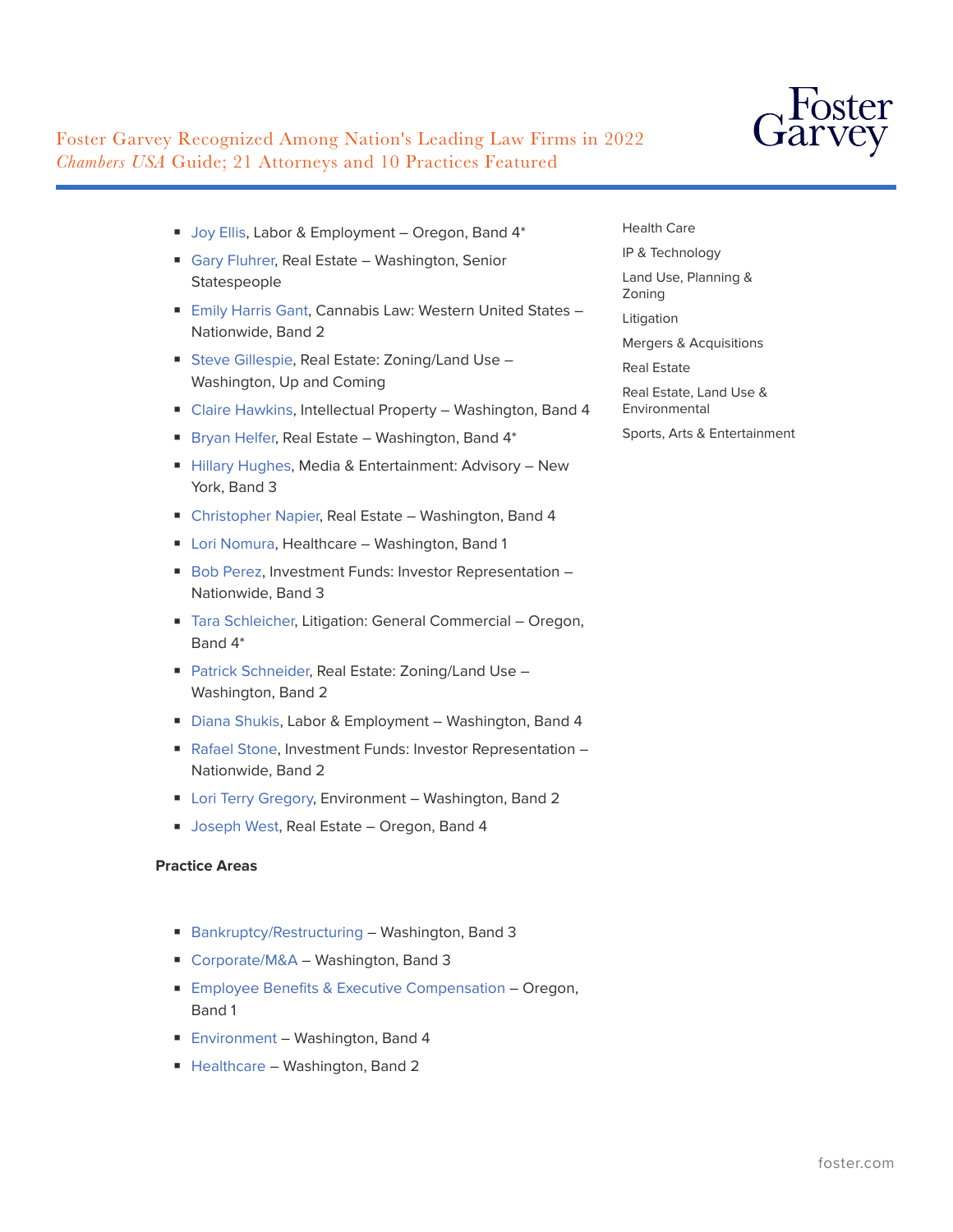- Joy Ellis, Labor & Employment – Oregon, Band 4*
- Gary Fluhrer, Real Estate – Washington, Senior Statespeople
- Emily Harris Gant, Cannabis Law: Western United States – Nationwide, Band 2
- Steve Gillespie, Real Estate: Zoning/Land Use – Washington, Up and Coming
- Claire Hawkins, Intellectual Property – Washington, Band 4
- Bryan Helfer, Real Estate – Washington, Band 4*
- Hillary Hughes, Media & Entertainment: Advisory – New York, Band 3
- Christopher Napier, Real Estate – Washington, Band 4
- Lori Nomura, Healthcare – Washington, Band 1
- Bob Perez, Investment Funds: Investor Representation – Nationwide, Band 3
- Tara Schleicher, Litigation: General Commercial – Oregon, Band 4*
- Patrick Schneider, Real Estate: Zoning/Land Use – Washington, Band 2
- Diana Shukis, Labor & Employment – Washington, Band 4
- Rafael Stone, Investment Funds: Investor Representation – Nationwide, Band 2
- Lori Terry Gregory, Environment – Washington, Band 2
- Joseph West, Real Estate – Oregon, Band 4

**Practice Areas**

- Bankruptcy/Restructuring – Washington, Band 3
- Corporate/M&A – Washington, Band 3
- Employee Benefits & Executive Compensation – Oregon, Band 1
- Environment – Washington, Band 4
- Healthcare – Washington, Band 2

Health Care

IP & Technology

Land Use, Planning & Zoning

Litigation

Mergers & Acquisitions

Real Estate

Real Estate, Land Use & Environmental

Sports, Arts & Entertainment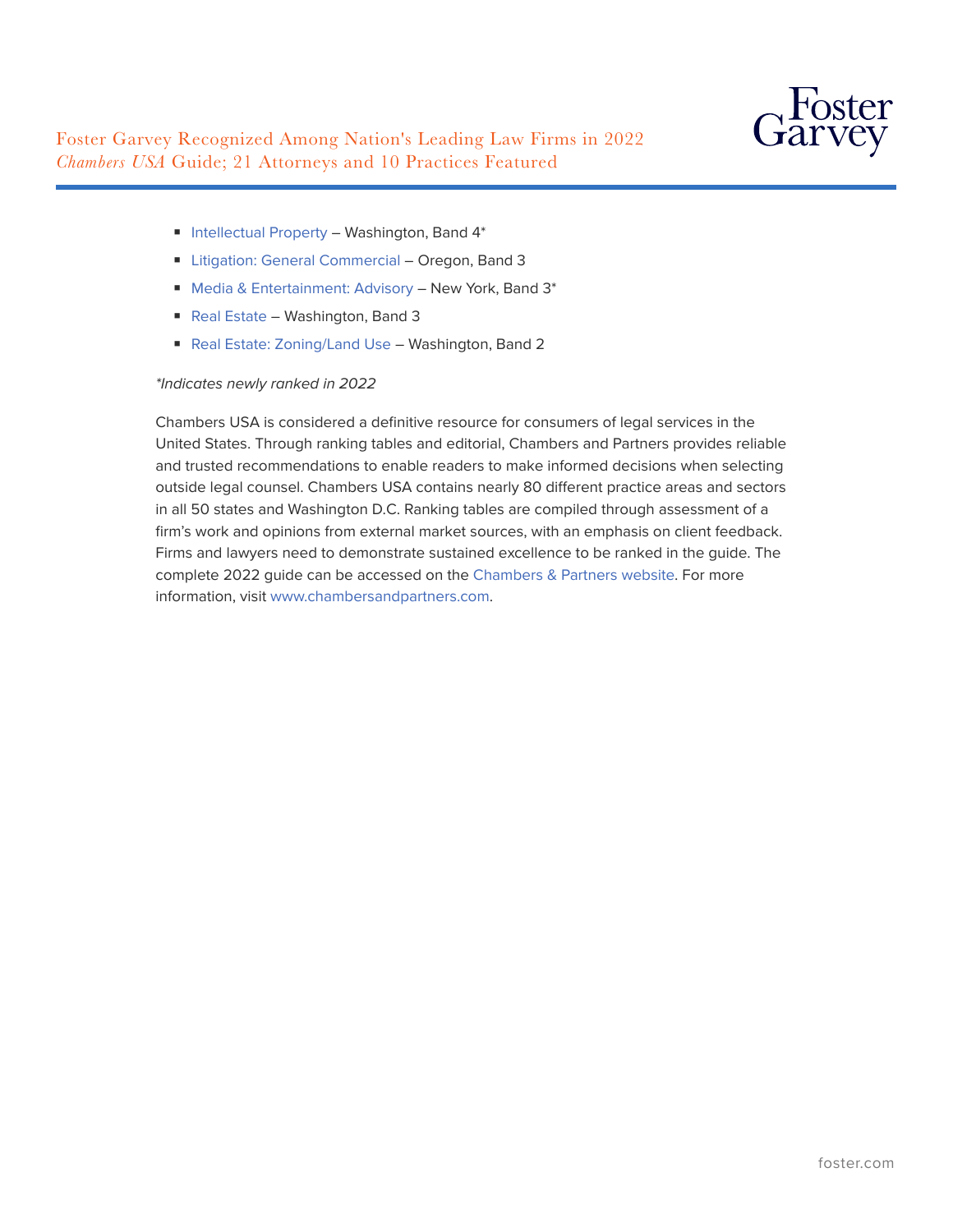- Intellectual Property – Washington, Band 4*
- Litigation: General Commercial – Oregon, Band 3
- Media & Entertainment: Advisory – New York, Band 3*
- Real Estate – Washington, Band 3
- Real Estate: Zoning/Land Use – Washington, Band 2

*\*Indicates newly ranked in 2022*

Chambers USA is considered a definitive resource for consumers of legal services in the United States. Through ranking tables and editorial, Chambers and Partners provides reliable and trusted recommendations to enable readers to make informed decisions when selecting outside legal counsel. Chambers USA contains nearly 80 different practice areas and sectors in all 50 states and Washington D.C. Ranking tables are compiled through assessment of a firm's work and opinions from external market sources, with an emphasis on client feedback. Firms and lawyers need to demonstrate sustained excellence to be ranked in the guide. The complete 2022 guide can be accessed on the Chambers & Partners website. For more information, visit www.chambersandpartners.com.